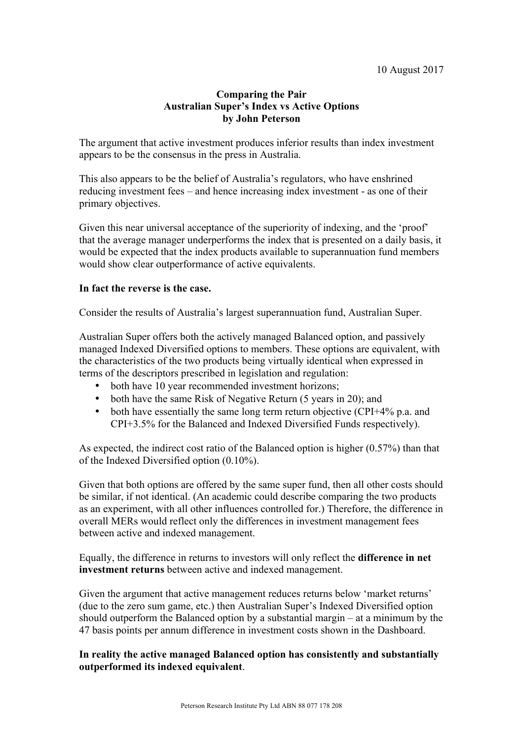10 August 2017

**Comparing the Pair**
**Australian Super's Index vs Active Options**
**by John Peterson**

The argument that active investment produces inferior results than index investment appears to be the consensus in the press in Australia.

This also appears to be the belief of Australia's regulators, who have enshrined reducing investment fees – and hence increasing index investment - as one of their primary objectives.

Given this near universal acceptance of the superiority of indexing, and the 'proof' that the average manager underperforms the index that is presented on a daily basis, it would be expected that the index products available to superannuation fund members would show clear outperformance of active equivalents.

**In fact the reverse is the case.**

Consider the results of Australia's largest superannuation fund, Australian Super.

Australian Super offers both the actively managed Balanced option, and passively managed Indexed Diversified options to members. These options are equivalent, with the characteristics of the two products being virtually identical when expressed in terms of the descriptors prescribed in legislation and regulation:

- both have 10 year recommended investment horizons;
- both have the same Risk of Negative Return (5 years in 20); and
- both have essentially the same long term return objective (CPI+4% p.a. and CPI+3.5% for the Balanced and Indexed Diversified Funds respectively).

As expected, the indirect cost ratio of the Balanced option is higher (0.57%) than that of the Indexed Diversified option (0.10%).

Given that both options are offered by the same super fund, then all other costs should be similar, if not identical. (An academic could describe comparing the two products as an experiment, with all other influences controlled for.) Therefore, the difference in overall MERs would reflect only the differences in investment management fees between active and indexed management.

Equally, the difference in returns to investors will only reflect the **difference in net investment returns** between active and indexed management.

Given the argument that active management reduces returns below 'market returns' (due to the zero sum game, etc.) then Australian Super's Indexed Diversified option should outperform the Balanced option by a substantial margin – at a minimum by the 47 basis points per annum difference in investment costs shown in the Dashboard.

**In reality the active managed Balanced option has consistently and substantially outperformed its indexed equivalent**.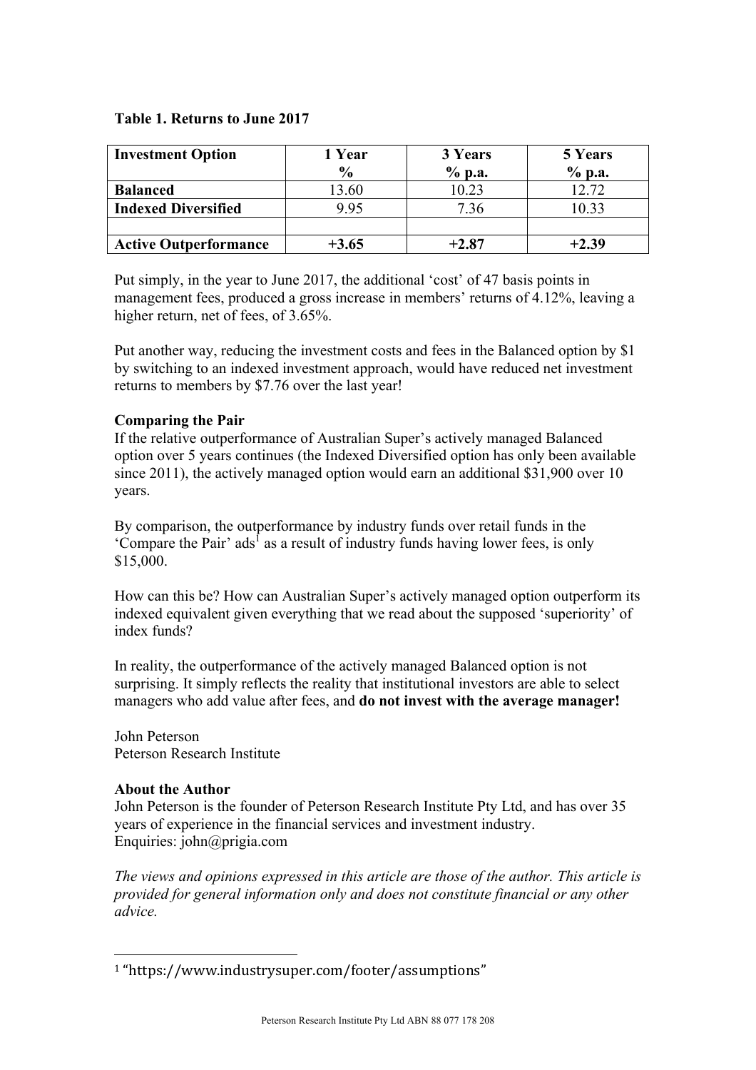**Table 1. Returns to June 2017**

| Investment Option | 1 Year % | 3 Years % p.a. | 5 Years % p.a. |
|---|---|---|---|
| **Balanced** | 13.60 | 10.23 | 12.72 |
| **Indexed Diversified** | 9.95 | 7.36 | 10.33 |
| | | | |
| **Active Outperformance** | **+3.65** | **+2.87** | **+2.39** |

Put simply, in the year to June 2017, the additional 'cost' of 47 basis points in management fees, produced a gross increase in members' returns of 4.12%, leaving a higher return, net of fees, of 3.65%.

Put another way, reducing the investment costs and fees in the Balanced option by $1 by switching to an indexed investment approach, would have reduced net investment returns to members by $7.76 over the last year!

**Comparing the Pair**

If the relative outperformance of Australian Super's actively managed Balanced option over 5 years continues (the Indexed Diversified option has only been available since 2011), the actively managed option would earn an additional $31,900 over 10 years.

By comparison, the outperformance by industry funds over retail funds in the 'Compare the Pair' ads[1] as a result of industry funds having lower fees, is only $15,000.

How can this be? How can Australian Super's actively managed option outperform its indexed equivalent given everything that we read about the supposed 'superiority' of index funds?

In reality, the outperformance of the actively managed Balanced option is not surprising. It simply reflects the reality that institutional investors are able to select managers who add value after fees, and **do not invest with the average manager!**

John Peterson
Peterson Research Institute

**About the Author**

John Peterson is the founder of Peterson Research Institute Pty Ltd, and has over 35 years of experience in the financial services and investment industry.
Enquiries: john@prigia.com

*The views and opinions expressed in this article are those of the author. This article is provided for general information only and does not constitute financial or any other advice.*

[1] "https://www.industrysuper.com/footer/assumptions"